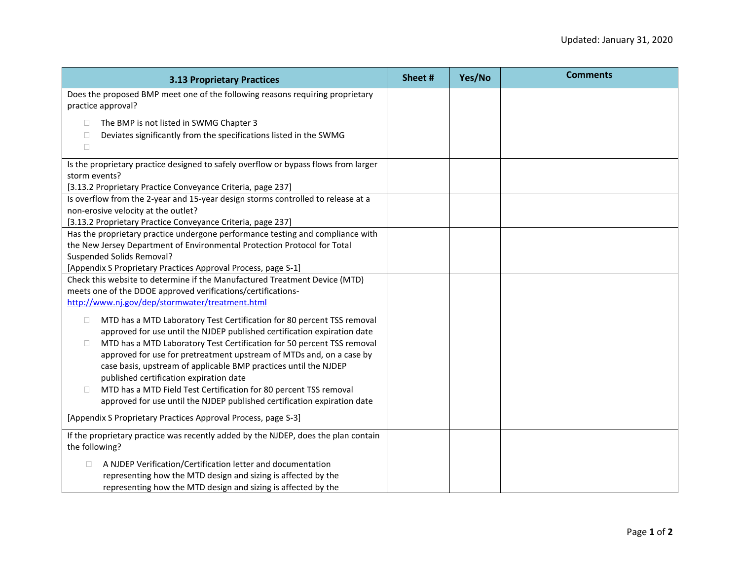Updated: January 31, 2020

| 3.13 Proprietary Practices | Sheet # | Yes/No | Comments |
|---|---|---|---|
| Does the proposed BMP meet one of the following reasons requiring proprietary practice approval?<br><br>☐ The BMP is not listed in SWMG Chapter 3<br>☐ Deviates significantly from the specifications listed in the SWMG<br>☐ | | | |
| Is the proprietary practice designed to safely overflow or bypass flows from larger storm events?<br>[3.13.2 Proprietary Practice Conveyance Criteria, page 237] | | | |
| Is overflow from the 2-year and 15-year design storms controlled to release at a non-erosive velocity at the outlet?<br>[3.13.2 Proprietary Practice Conveyance Criteria, page 237] | | | |
| Has the proprietary practice undergone performance testing and compliance with the New Jersey Department of Environmental Protection Protocol for Total Suspended Solids Removal?<br>[Appendix S Proprietary Practices Approval Process, page S-1] | | | |
| Check this website to determine if the Manufactured Treatment Device (MTD) meets one of the DDOE approved verifications/certifications- http://www.nj.gov/dep/stormwater/treatment.html<br><br>☐ MTD has a MTD Laboratory Test Certification for 80 percent TSS removal approved for use until the NJDEP published certification expiration date<br>☐ MTD has a MTD Laboratory Test Certification for 50 percent TSS removal approved for use for pretreatment upstream of MTDs and, on a case by case basis, upstream of applicable BMP practices until the NJDEP published certification expiration date<br>☐ MTD has a MTD Field Test Certification for 80 percent TSS removal approved for use until the NJDEP published certification expiration date<br><br>[Appendix S Proprietary Practices Approval Process, page S-3] | | | |
| If the proprietary practice was recently added by the NJDEP, does the plan contain the following?<br><br>☐ A NJDEP Verification/Certification letter and documentation representing how the MTD design and sizing is affected by the representing how the MTD design and sizing is affected by the | | | |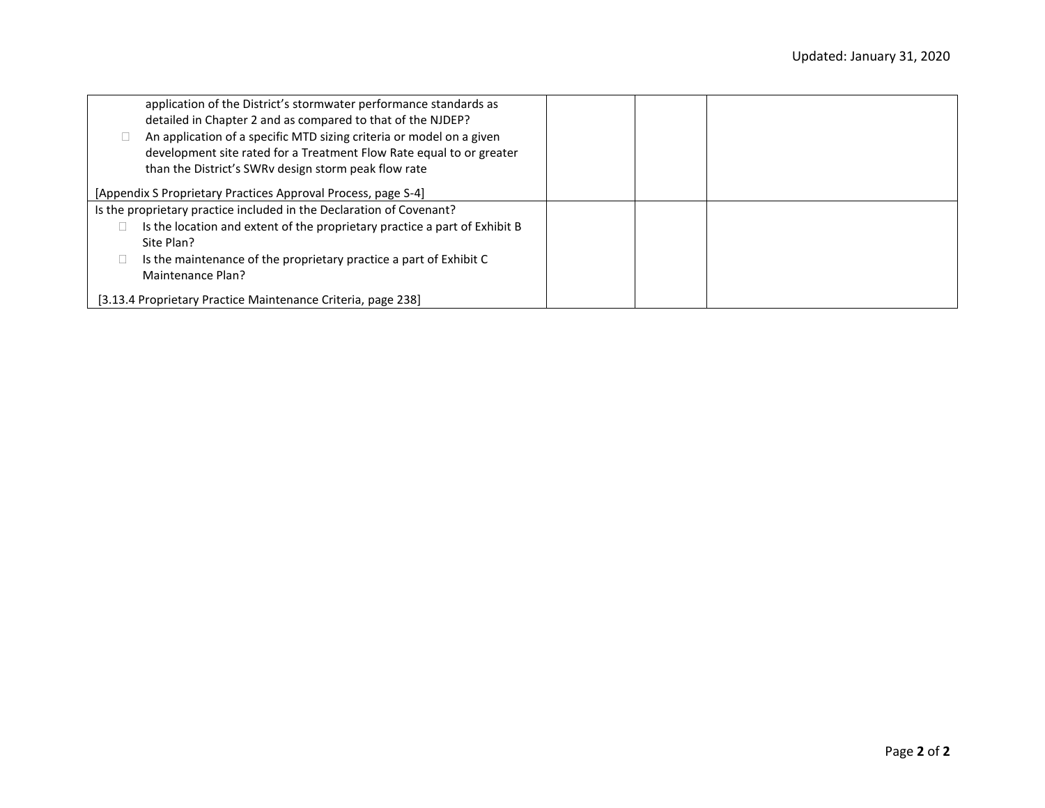| | | | |
|---|---|---|---|
| application of the District's stormwater performance standards as detailed in Chapter 2 and as compared to that of the NJDEP?<br>☐ An application of a specific MTD sizing criteria or model on a given development site rated for a Treatment Flow Rate equal to or greater than the District's SWRv design storm peak flow rate<br><br>[Appendix S Proprietary Practices Approval Process, page S-4] | | | |
| Is the proprietary practice included in the Declaration of Covenant?<br>☐ Is the location and extent of the proprietary practice a part of Exhibit B Site Plan?<br>☐ Is the maintenance of the proprietary practice a part of Exhibit C Maintenance Plan?<br><br>[3.13.4 Proprietary Practice Maintenance Criteria, page 238] | | | |